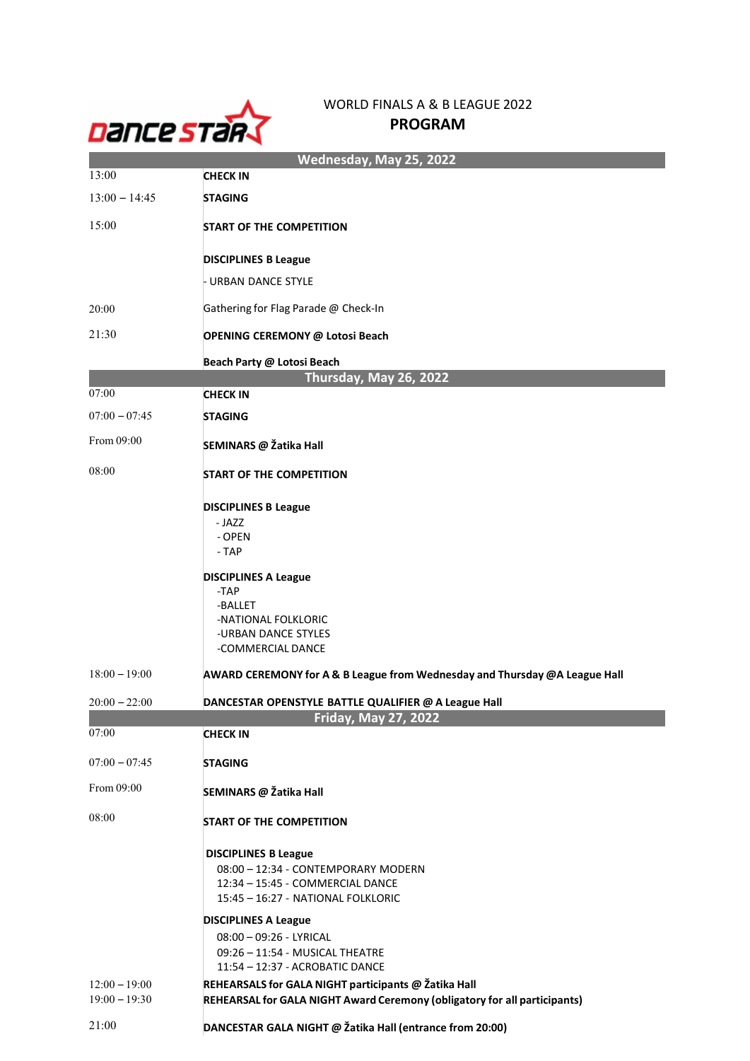# WORLD FINALS A & B LEAGUE 2022

## PROGRAM

| Wednesday, May 25, 2022 | |
|---|---|
| 13:00 | **CHECK IN** |
| 13:00 – 14:45 | **STAGING** |
| 15:00 | **START OF THE COMPETITION** |
| | **DISCIPLINES B League** |
| | - URBAN DANCE STYLE |
| 20:00 | Gathering for Flag Parade @ Check-In |
| 21:30 | **OPENING CEREMONY @ Lotosi Beach** |
| | **Beach Party @ Lotosi Beach** |
| **Thursday, May 26, 2022** | |
| 07:00 | **CHECK IN** |
| 07:00 – 07:45 | **STAGING** |
| From 09:00 | **SEMINARS @ Žatika Hall** |
| 08:00 | **START OF THE COMPETITION** |
| | **DISCIPLINES B League**<br>- JAZZ<br>- OPEN<br>- TAP |
| | **DISCIPLINES A League**<br>-TAP<br>-BALLET<br>-NATIONAL FOLKLORIC<br>-URBAN DANCE STYLES<br>-COMMERCIAL DANCE |
| 18:00 – 19:00 | **AWARD CEREMONY for A & B League from Wednesday and Thursday @A League Hall** |
| 20:00 – 22:00 | **DANCESTAR OPENSTYLE BATTLE QUALIFIER @ A League Hall** |
| **Friday, May 27, 2022** | |
| 07:00 | **CHECK IN** |
| 07:00 – 07:45 | **STAGING** |
| From 09:00 | **SEMINARS @ Žatika Hall** |
| 08:00 | **START OF THE COMPETITION** |
| | **DISCIPLINES B League**<br>08:00 – 12:34 - CONTEMPORARY MODERN<br>12:34 – 15:45 - COMMERCIAL DANCE<br>15:45 – 16:27 - NATIONAL FOLKLORIC |
| | **DISCIPLINES A League**<br>08:00 – 09:26 - LYRICAL<br>09:26 – 11:54 - MUSICAL THEATRE<br>11:54 – 12:37 - ACROBATIC DANCE |
| 12:00 – 19:00 | **REHEARSALS for GALA NIGHT participants @ Žatika Hall** |
| 19:00 – 19:30 | **REHEARSAL for GALA NIGHT Award Ceremony (obligatory for all participants)** |
| 21:00 | **DANCESTAR GALA NIGHT @ Žatika Hall (entrance from 20:00)** |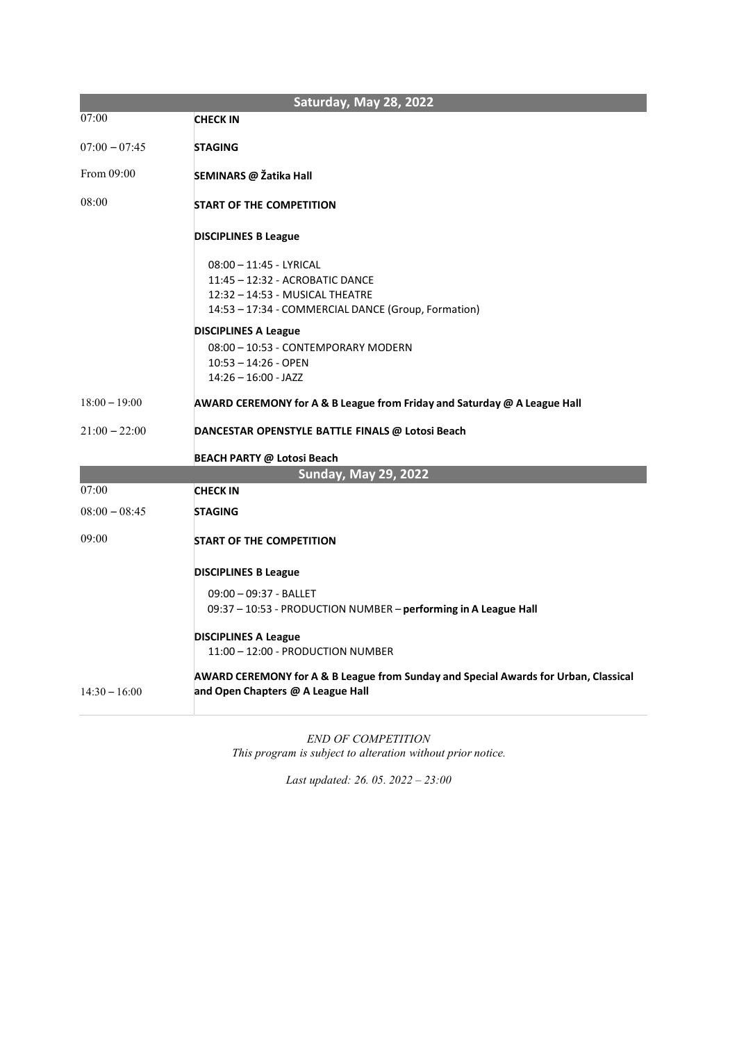| Saturday, May 28, 2022 | |
|---|---|
| 07:00 | **CHECK IN** |
| 07:00 – 07:45 | **STAGING** |
| From 09:00 | **SEMINARS @ Žatika Hall** |
| 08:00 | **START OF THE COMPETITION** |
| | **DISCIPLINES B League** |
| | 08:00 – 11:45 - LYRICAL<br>11:45 – 12:32 - ACROBATIC DANCE<br>12:32 – 14:53 - MUSICAL THEATRE<br>14:53 – 17:34 - COMMERCIAL DANCE (Group, Formation) |
| | **DISCIPLINES A League**<br>08:00 – 10:53 - CONTEMPORARY MODERN<br>10:53 – 14:26 - OPEN<br>14:26 – 16:00 - JAZZ |
| 18:00 – 19:00 | **AWARD CEREMONY for A & B League from Friday and Saturday @ A League Hall** |
| 21:00 – 22:00 | **DANCESTAR OPENSTYLE BATTLE FINALS @ Lotosi Beach** |
| | **BEACH PARTY @ Lotosi Beach** |

| Sunday, May 29, 2022 | |
|---|---|
| 07:00 | **CHECK IN** |
| 08:00 – 08:45 | **STAGING** |
| 09:00 | **START OF THE COMPETITION** |
| | **DISCIPLINES B League** |
| | 09:00 – 09:37 - BALLET<br>09:37 – 10:53 - PRODUCTION NUMBER – **performing in A League Hall** |
| | **DISCIPLINES A League**<br>11:00 – 12:00 - PRODUCTION NUMBER |
| 14:30 – 16:00 | **AWARD CEREMONY for A & B League from Sunday and Special Awards for Urban, Classical and Open Chapters @ A League Hall** |

*END OF COMPETITION*

*This program is subject to alteration without prior notice.*

*Last updated: 26. 05. 2022 – 23:00*